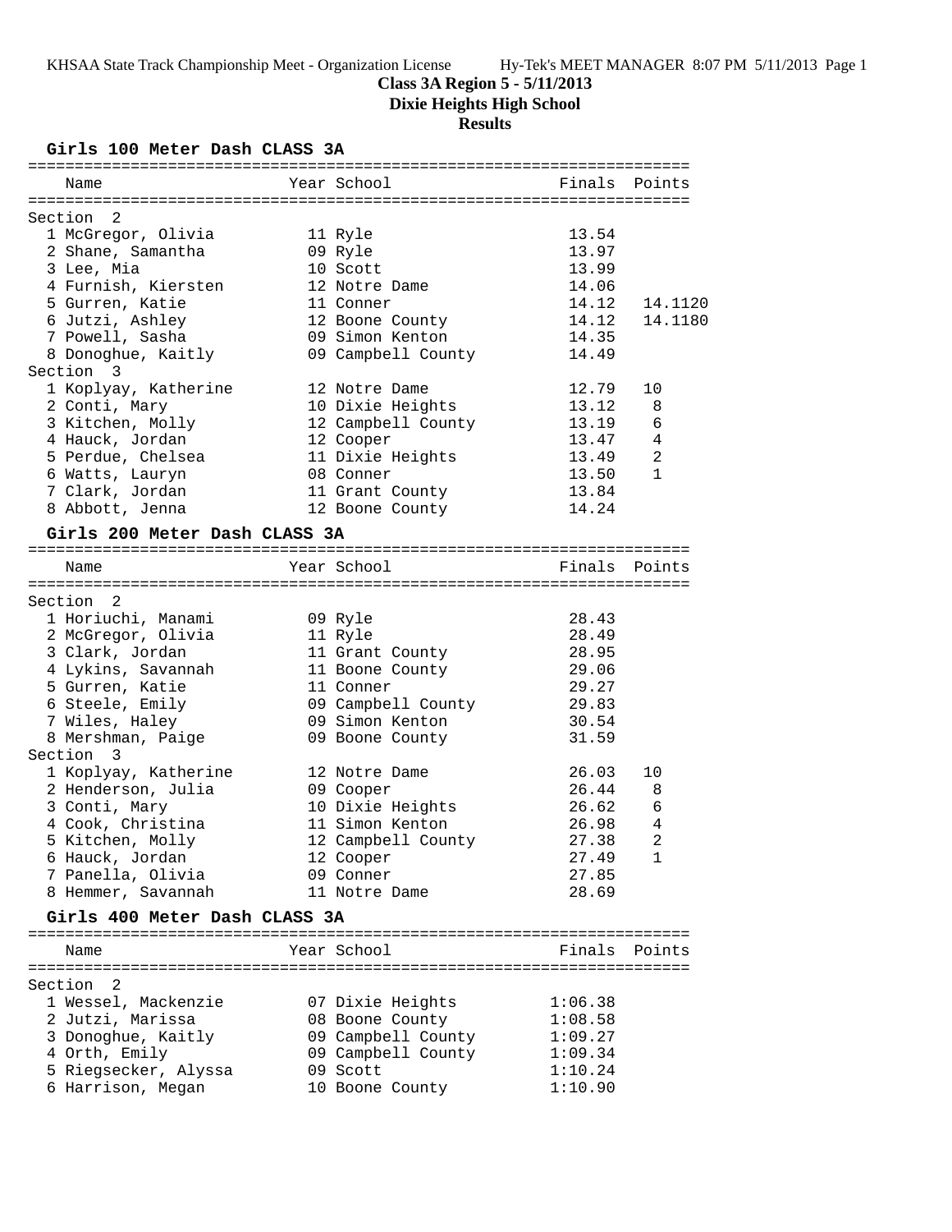KHSAA State Track Championship Meet - Organization License    Hy-Tek's MEET MANAGER 8:07 PM 5/11/2013 Page 1

# Class 3A Region 5 - 5/11/2013

## Dixie Heights High School

### Results

#### Girls 100 Meter Dash CLASS 3A

| | Name | Year | School | Finals | Points |
|---|---|---|---|---|---|
| **Section 2** | | | | | |
| 1 | McGregor, Olivia | 11 | Ryle | 13.54 | |
| 2 | Shane, Samantha | 09 | Ryle | 13.97 | |
| 3 | Lee, Mia | 10 | Scott | 13.99 | |
| 4 | Furnish, Kiersten | 12 | Notre Dame | 14.06 | |
| 5 | Gurren, Katie | 11 | Conner | 14.12 | 14.1120 |
| 6 | Jutzi, Ashley | 12 | Boone County | 14.12 | 14.1180 |
| 7 | Powell, Sasha | 09 | Simon Kenton | 14.35 | |
| 8 | Donoghue, Kaitly | 09 | Campbell County | 14.49 | |
| **Section 3** | | | | | |
| 1 | Koplyay, Katherine | 12 | Notre Dame | 12.79 | 10 |
| 2 | Conti, Mary | 10 | Dixie Heights | 13.12 | 8 |
| 3 | Kitchen, Molly | 12 | Campbell County | 13.19 | 6 |
| 4 | Hauck, Jordan | 12 | Cooper | 13.47 | 4 |
| 5 | Perdue, Chelsea | 11 | Dixie Heights | 13.49 | 2 |
| 6 | Watts, Lauryn | 08 | Conner | 13.50 | 1 |
| 7 | Clark, Jordan | 11 | Grant County | 13.84 | |
| 8 | Abbott, Jenna | 12 | Boone County | 14.24 | |

#### Girls 200 Meter Dash CLASS 3A

| | Name | Year | School | Finals | Points |
|---|---|---|---|---|---|
| **Section 2** | | | | | |
| 1 | Horiuchi, Manami | 09 | Ryle | 28.43 | |
| 2 | McGregor, Olivia | 11 | Ryle | 28.49 | |
| 3 | Clark, Jordan | 11 | Grant County | 28.95 | |
| 4 | Lykins, Savannah | 11 | Boone County | 29.06 | |
| 5 | Gurren, Katie | 11 | Conner | 29.27 | |
| 6 | Steele, Emily | 09 | Campbell County | 29.83 | |
| 7 | Wiles, Haley | 09 | Simon Kenton | 30.54 | |
| 8 | Mershman, Paige | 09 | Boone County | 31.59 | |
| **Section 3** | | | | | |
| 1 | Koplyay, Katherine | 12 | Notre Dame | 26.03 | 10 |
| 2 | Henderson, Julia | 09 | Cooper | 26.44 | 8 |
| 3 | Conti, Mary | 10 | Dixie Heights | 26.62 | 6 |
| 4 | Cook, Christina | 11 | Simon Kenton | 26.98 | 4 |
| 5 | Kitchen, Molly | 12 | Campbell County | 27.38 | 2 |
| 6 | Hauck, Jordan | 12 | Cooper | 27.49 | 1 |
| 7 | Panella, Olivia | 09 | Conner | 27.85 | |
| 8 | Hemmer, Savannah | 11 | Notre Dame | 28.69 | |

#### Girls 400 Meter Dash CLASS 3A

| | Name | Year | School | Finals | Points |
|---|---|---|---|---|---|
| **Section 2** | | | | | |
| 1 | Wessel, Mackenzie | 07 | Dixie Heights | 1:06.38 | |
| 2 | Jutzi, Marissa | 08 | Boone County | 1:08.58 | |
| 3 | Donoghue, Kaitly | 09 | Campbell County | 1:09.27 | |
| 4 | Orth, Emily | 09 | Campbell County | 1:09.34 | |
| 5 | Riegsecker, Alyssa | 09 | Scott | 1:10.24 | |
| 6 | Harrison, Megan | 10 | Boone County | 1:10.90 | |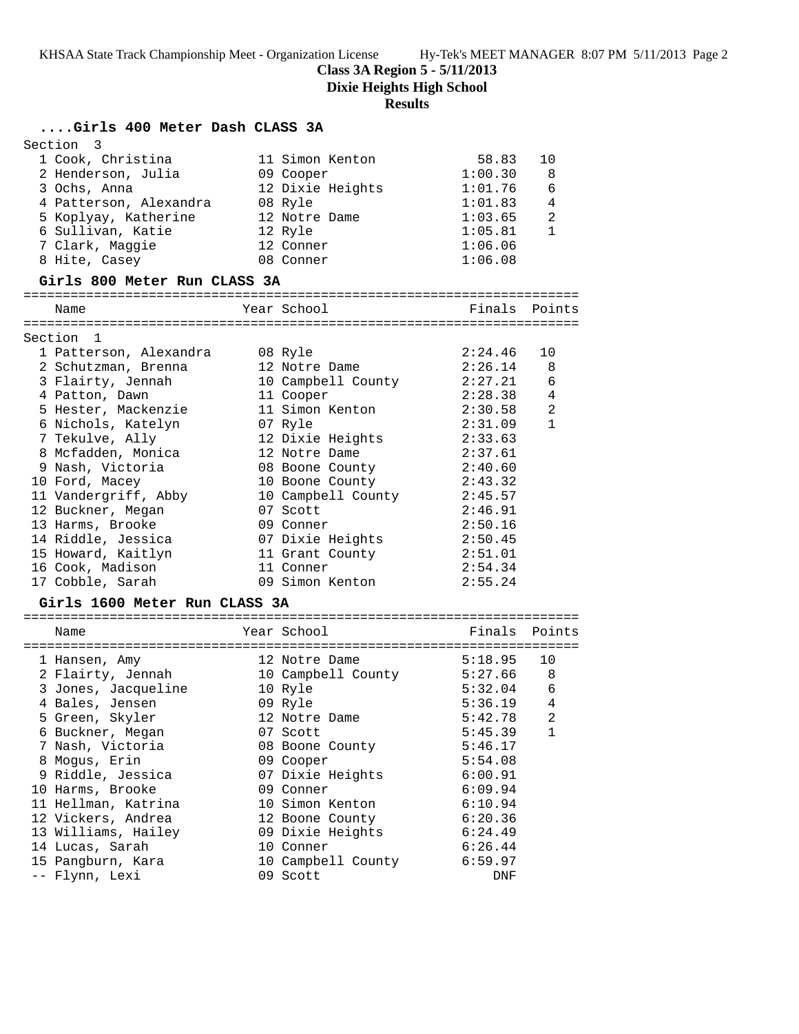**Class 3A Region 5 - 5/11/2013**
**Dixie Heights High School**
**Results**

### ....Girls 400 Meter Dash CLASS 3A

Section 3

| Place | Name | Year | School | Finals | Points |
|---|---|---|---|---|---|
| 1 | Cook, Christina | 11 | Simon Kenton | 58.83 | 10 |
| 2 | Henderson, Julia | 09 | Cooper | 1:00.30 | 8 |
| 3 | Ochs, Anna | 12 | Dixie Heights | 1:01.76 | 6 |
| 4 | Patterson, Alexandra | 08 | Ryle | 1:01.83 | 4 |
| 5 | Koplyay, Katherine | 12 | Notre Dame | 1:03.65 | 2 |
| 6 | Sullivan, Katie | 12 | Ryle | 1:05.81 | 1 |
| 7 | Clark, Maggie | 12 | Conner | 1:06.06 | |
| 8 | Hite, Casey | 08 | Conner | 1:06.08 | |

### Girls 800 Meter Run CLASS 3A

Section 1

| Place | Name | Year | School | Finals | Points |
|---|---|---|---|---|---|
| 1 | Patterson, Alexandra | 08 | Ryle | 2:24.46 | 10 |
| 2 | Schutzman, Brenna | 12 | Notre Dame | 2:26.14 | 8 |
| 3 | Flairty, Jennah | 10 | Campbell County | 2:27.21 | 6 |
| 4 | Patton, Dawn | 11 | Cooper | 2:28.38 | 4 |
| 5 | Hester, Mackenzie | 11 | Simon Kenton | 2:30.58 | 2 |
| 6 | Nichols, Katelyn | 07 | Ryle | 2:31.09 | 1 |
| 7 | Tekulve, Ally | 12 | Dixie Heights | 2:33.63 | |
| 8 | Mcfadden, Monica | 12 | Notre Dame | 2:37.61 | |
| 9 | Nash, Victoria | 08 | Boone County | 2:40.60 | |
| 10 | Ford, Macey | 10 | Boone County | 2:43.32 | |
| 11 | Vandergriff, Abby | 10 | Campbell County | 2:45.57 | |
| 12 | Buckner, Megan | 07 | Scott | 2:46.91 | |
| 13 | Harms, Brooke | 09 | Conner | 2:50.16 | |
| 14 | Riddle, Jessica | 07 | Dixie Heights | 2:50.45 | |
| 15 | Howard, Kaitlyn | 11 | Grant County | 2:51.01 | |
| 16 | Cook, Madison | 11 | Conner | 2:54.34 | |
| 17 | Cobble, Sarah | 09 | Simon Kenton | 2:55.24 | |

### Girls 1600 Meter Run CLASS 3A

| Place | Name | Year | School | Finals | Points |
|---|---|---|---|---|---|
| 1 | Hansen, Amy | 12 | Notre Dame | 5:18.95 | 10 |
| 2 | Flairty, Jennah | 10 | Campbell County | 5:27.66 | 8 |
| 3 | Jones, Jacqueline | 10 | Ryle | 5:32.04 | 6 |
| 4 | Bales, Jensen | 09 | Ryle | 5:36.19 | 4 |
| 5 | Green, Skyler | 12 | Notre Dame | 5:42.78 | 2 |
| 6 | Buckner, Megan | 07 | Scott | 5:45.39 | 1 |
| 7 | Nash, Victoria | 08 | Boone County | 5:46.17 | |
| 8 | Mogus, Erin | 09 | Cooper | 5:54.08 | |
| 9 | Riddle, Jessica | 07 | Dixie Heights | 6:00.91 | |
| 10 | Harms, Brooke | 09 | Conner | 6:09.94 | |
| 11 | Hellman, Katrina | 10 | Simon Kenton | 6:10.94 | |
| 12 | Vickers, Andrea | 12 | Boone County | 6:20.36 | |
| 13 | Williams, Hailey | 09 | Dixie Heights | 6:24.49 | |
| 14 | Lucas, Sarah | 10 | Conner | 6:26.44 | |
| 15 | Pangburn, Kara | 10 | Campbell County | 6:59.97 | |
| -- | Flynn, Lexi | 09 | Scott | DNF | |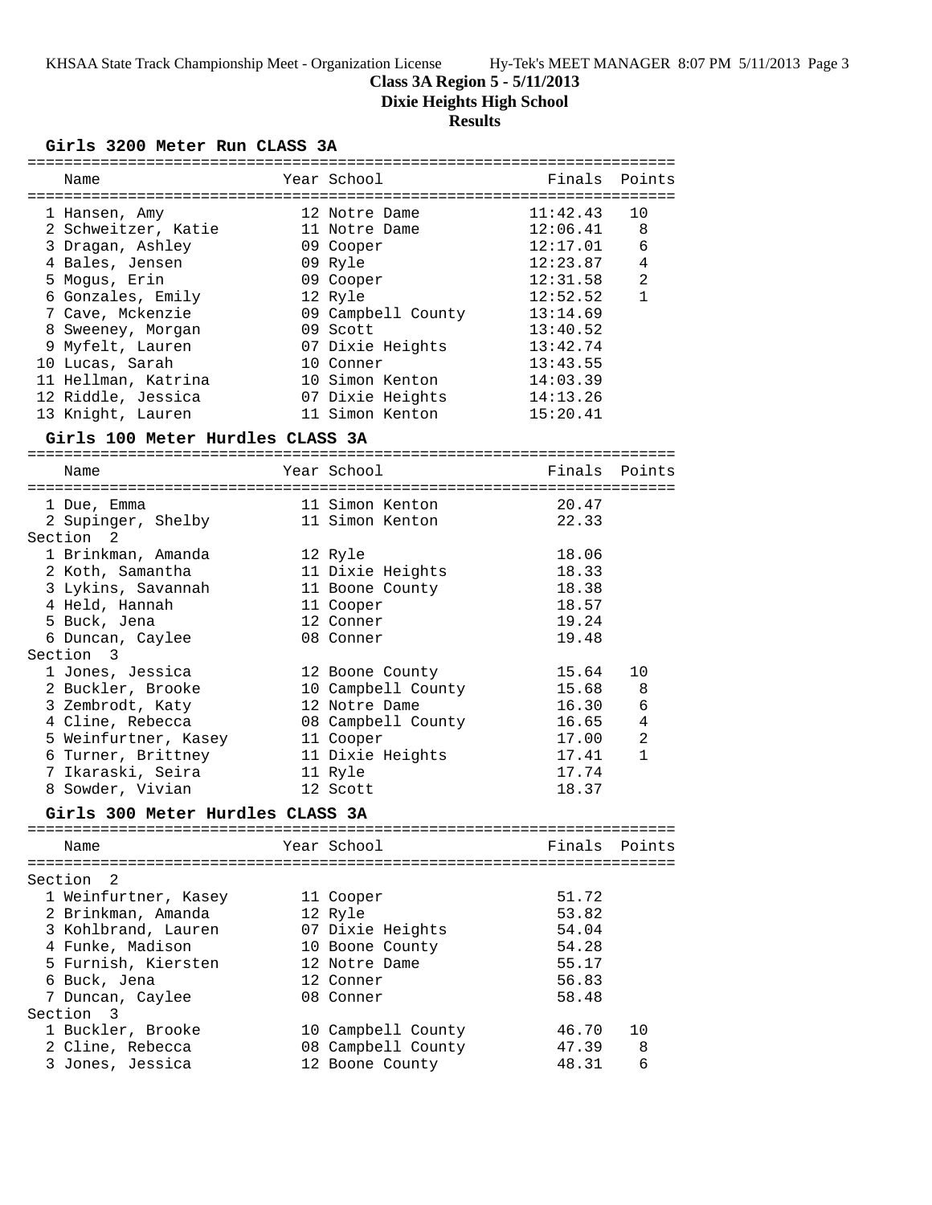**Class 3A Region 5 - 5/11/2013**
**Dixie Heights High School**
**Results**

### Girls 3200 Meter Run CLASS 3A

| Place | Name | Year | School | Finals | Points |
|---|---|---|---|---|---|
| 1 | Hansen, Amy | 12 | Notre Dame | 11:42.43 | 10 |
| 2 | Schweitzer, Katie | 11 | Notre Dame | 12:06.41 | 8 |
| 3 | Dragan, Ashley | 09 | Cooper | 12:17.01 | 6 |
| 4 | Bales, Jensen | 09 | Ryle | 12:23.87 | 4 |
| 5 | Mogus, Erin | 09 | Cooper | 12:31.58 | 2 |
| 6 | Gonzales, Emily | 12 | Ryle | 12:52.52 | 1 |
| 7 | Cave, Mckenzie | 09 | Campbell County | 13:14.69 | |
| 8 | Sweeney, Morgan | 09 | Scott | 13:40.52 | |
| 9 | Myfelt, Lauren | 07 | Dixie Heights | 13:42.74 | |
| 10 | Lucas, Sarah | 10 | Conner | 13:43.55 | |
| 11 | Hellman, Katrina | 10 | Simon Kenton | 14:03.39 | |
| 12 | Riddle, Jessica | 07 | Dixie Heights | 14:13.26 | |
| 13 | Knight, Lauren | 11 | Simon Kenton | 15:20.41 | |

### Girls 100 Meter Hurdles CLASS 3A

| Place | Name | Year | School | Finals | Points |
|---|---|---|---|---|---|
| 1 | Due, Emma | 11 | Simon Kenton | 20.47 | |
| 2 | Supinger, Shelby | 11 | Simon Kenton | 22.33 | |
| **Section 2** | | | | | |
| 1 | Brinkman, Amanda | 12 | Ryle | 18.06 | |
| 2 | Koth, Samantha | 11 | Dixie Heights | 18.33 | |
| 3 | Lykins, Savannah | 11 | Boone County | 18.38 | |
| 4 | Held, Hannah | 11 | Cooper | 18.57 | |
| 5 | Buck, Jena | 12 | Conner | 19.24 | |
| 6 | Duncan, Caylee | 08 | Conner | 19.48 | |
| **Section 3** | | | | | |
| 1 | Jones, Jessica | 12 | Boone County | 15.64 | 10 |
| 2 | Buckler, Brooke | 10 | Campbell County | 15.68 | 8 |
| 3 | Zembrodt, Katy | 12 | Notre Dame | 16.30 | 6 |
| 4 | Cline, Rebecca | 08 | Campbell County | 16.65 | 4 |
| 5 | Weinfurtner, Kasey | 11 | Cooper | 17.00 | 2 |
| 6 | Turner, Brittney | 11 | Dixie Heights | 17.41 | 1 |
| 7 | Ikaraski, Seira | 11 | Ryle | 17.74 | |
| 8 | Sowder, Vivian | 12 | Scott | 18.37 | |

### Girls 300 Meter Hurdles CLASS 3A

| Place | Name | Year | School | Finals | Points |
|---|---|---|---|---|---|
| **Section 2** | | | | | |
| 1 | Weinfurtner, Kasey | 11 | Cooper | 51.72 | |
| 2 | Brinkman, Amanda | 12 | Ryle | 53.82 | |
| 3 | Kohlbrand, Lauren | 07 | Dixie Heights | 54.04 | |
| 4 | Funke, Madison | 10 | Boone County | 54.28 | |
| 5 | Furnish, Kiersten | 12 | Notre Dame | 55.17 | |
| 6 | Buck, Jena | 12 | Conner | 56.83 | |
| 7 | Duncan, Caylee | 08 | Conner | 58.48 | |
| **Section 3** | | | | | |
| 1 | Buckler, Brooke | 10 | Campbell County | 46.70 | 10 |
| 2 | Cline, Rebecca | 08 | Campbell County | 47.39 | 8 |
| 3 | Jones, Jessica | 12 | Boone County | 48.31 | 6 |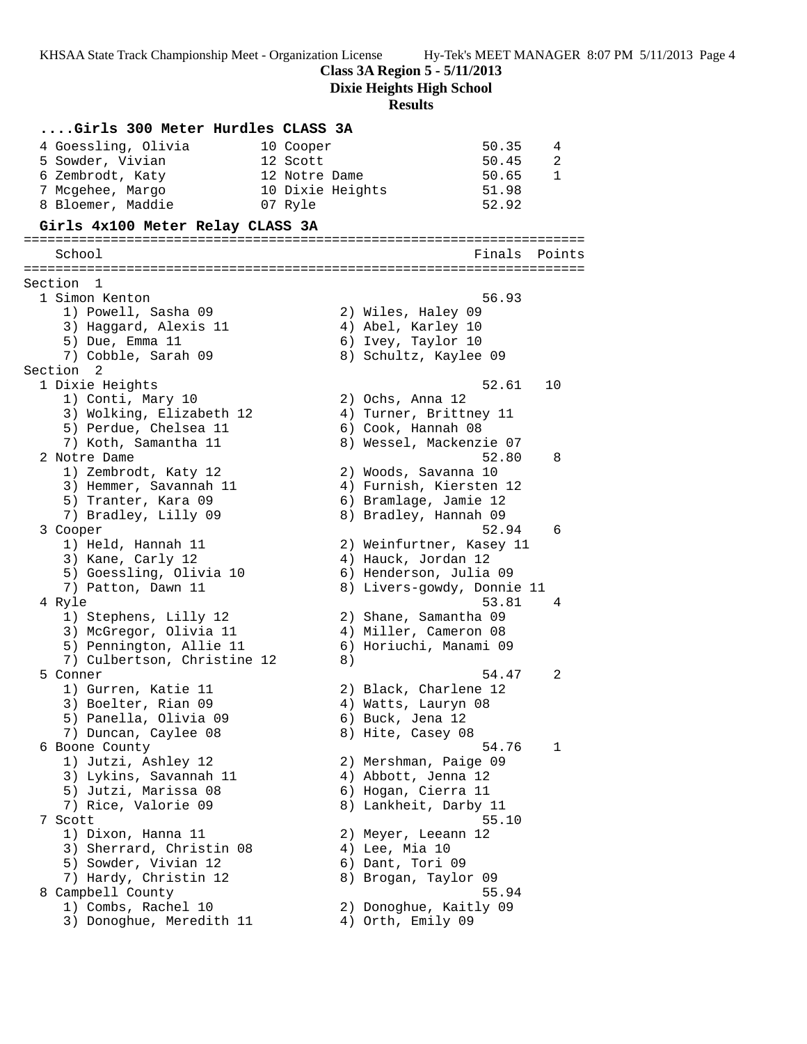**Class 3A Region 5 - 5/11/2013**
**Dixie Heights High School**
**Results**

### ....Girls 300 Meter Hurdles CLASS 3A

```
  4 Goessling, Olivia         10 Cooper                  50.35    4
  5 Sowder, Vivian            12 Scott                   50.45    2
  6 Zembrodt, Katy            12 Notre Dame              50.65    1
  7 Mcgehee, Margo            10 Dixie Heights           51.98
  8 Bloemer, Maddie           07 Ryle                    52.92
```

### Girls 4x100 Meter Relay CLASS 3A

```
=======================================================================
    School                                               Finals  Points
=======================================================================
Section  1
  1 Simon Kenton                                           56.93
     1) Powell, Sasha 09                2) Wiles, Haley 09
     3) Haggard, Alexis 11              4) Abel, Karley 10
     5) Due, Emma 11                    6) Ivey, Taylor 10
     7) Cobble, Sarah 09                8) Schultz, Kaylee 09
Section  2
  1 Dixie Heights                                          52.61   10
     1) Conti, Mary 10                  2) Ochs, Anna 12
     3) Wolking, Elizabeth 12           4) Turner, Brittney 11
     5) Perdue, Chelsea 11              6) Cook, Hannah 08
     7) Koth, Samantha 11               8) Wessel, Mackenzie 07
  2 Notre Dame                                             52.80    8
     1) Zembrodt, Katy 12               2) Woods, Savanna 10
     3) Hemmer, Savannah 11             4) Furnish, Kiersten 12
     5) Tranter, Kara 09                6) Bramlage, Jamie 12
     7) Bradley, Lilly 09               8) Bradley, Hannah 09
  3 Cooper                                                 52.94    6
     1) Held, Hannah 11                 2) Weinfurtner, Kasey 11
     3) Kane, Carly 12                  4) Hauck, Jordan 12
     5) Goessling, Olivia 10            6) Henderson, Julia 09
     7) Patton, Dawn 11                 8) Livers-gowdy, Donnie 11
  4 Ryle                                                   53.81    4
     1) Stephens, Lilly 12              2) Shane, Samantha 09
     3) McGregor, Olivia 11             4) Miller, Cameron 08
     5) Pennington, Allie 11            6) Horiuchi, Manami 09
     7) Culbertson, Christine 12        8)
  5 Conner                                                 54.47    2
     1) Gurren, Katie 11                2) Black, Charlene 12
     3) Boelter, Rian 09                4) Watts, Lauryn 08
     5) Panella, Olivia 09              6) Buck, Jena 12
     7) Duncan, Caylee 08               8) Hite, Casey 08
  6 Boone County                                           54.76    1
     1) Jutzi, Ashley 12                2) Mershman, Paige 09
     3) Lykins, Savannah 11             4) Abbott, Jenna 12
     5) Jutzi, Marissa 08               6) Hogan, Cierra 11
     7) Rice, Valorie 09                8) Lankheit, Darby 11
  7 Scott                                                  55.10
     1) Dixon, Hanna 11                 2) Meyer, Leeann 12
     3) Sherrard, Christin 08           4) Lee, Mia 10
     5) Sowder, Vivian 12               6) Dant, Tori 09
     7) Hardy, Christin 12              8) Brogan, Taylor 09
  8 Campbell County                                        55.94
     1) Combs, Rachel 10                2) Donoghue, Kaitly 09
     3) Donoghue, Meredith 11           4) Orth, Emily 09
```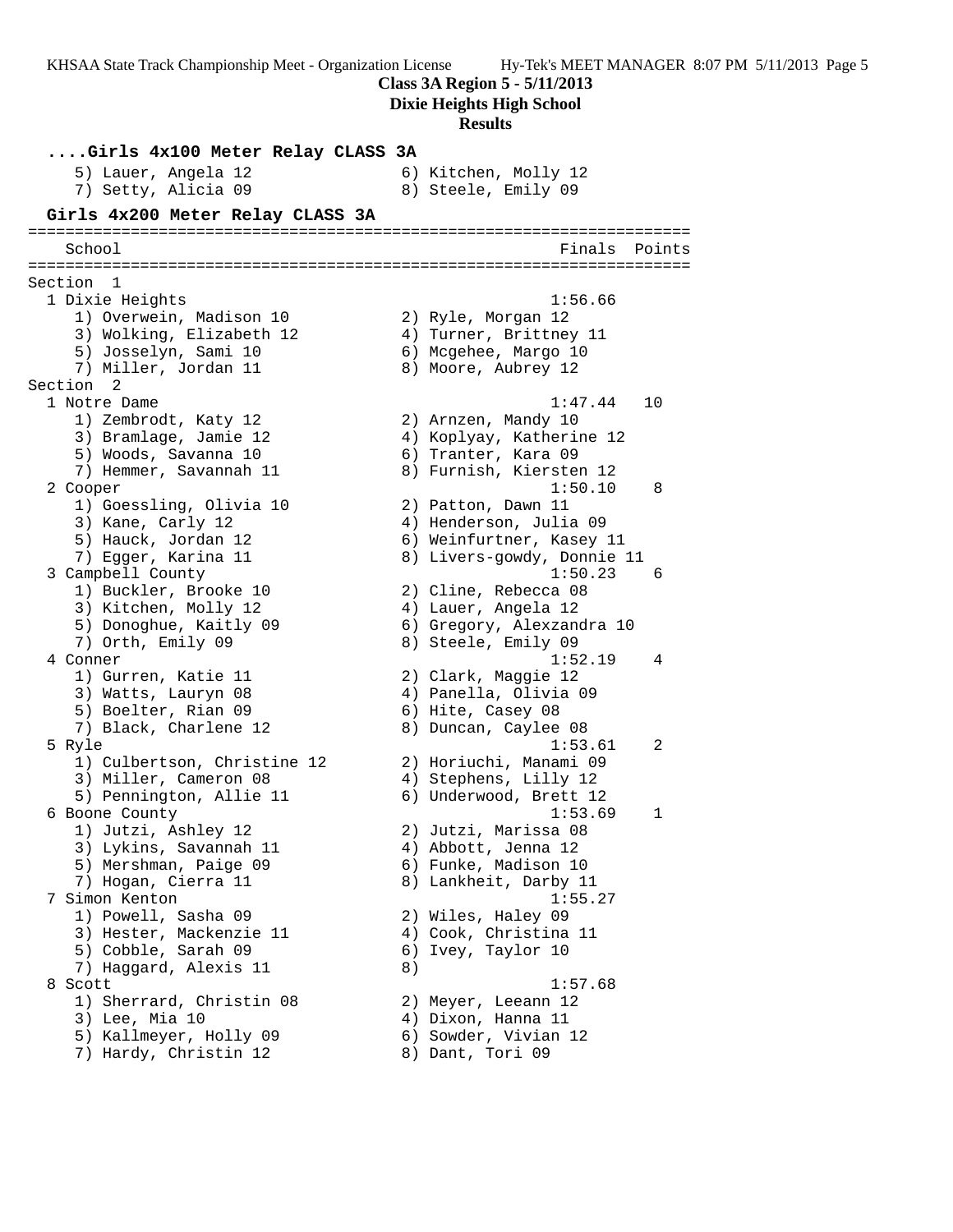**Class 3A Region 5 - 5/11/2013**
**Dixie Heights High School**
**Results**

### ....Girls 4x100 Meter Relay CLASS 3A

```
    5) Lauer, Angela 12              6) Kitchen, Molly 12
    7) Setty, Alicia 09              8) Steele, Emily 09
```

### Girls 4x200 Meter Relay CLASS 3A

```
=======================================================================
   School                                               Finals  Points
=======================================================================
Section  1
  1 Dixie Heights                                      1:56.66
     1) Overwein, Madison 10           2) Ryle, Morgan 12
     3) Wolking, Elizabeth 12          4) Turner, Brittney 11
     5) Josselyn, Sami 10              6) Mcgehee, Margo 10
     7) Miller, Jordan 11              8) Moore, Aubrey 12
Section  2
  1 Notre Dame                                         1:47.44   10
     1) Zembrodt, Katy 12              2) Arnzen, Mandy 10
     3) Bramlage, Jamie 12             4) Koplyay, Katherine 12
     5) Woods, Savanna 10              6) Tranter, Kara 09
     7) Hemmer, Savannah 11            8) Furnish, Kiersten 12
  2 Cooper                                             1:50.10    8
     1) Goessling, Olivia 10           2) Patton, Dawn 11
     3) Kane, Carly 12                 4) Henderson, Julia 09
     5) Hauck, Jordan 12               6) Weinfurtner, Kasey 11
     7) Egger, Karina 11               8) Livers-gowdy, Donnie 11
  3 Campbell County                                    1:50.23    6
     1) Buckler, Brooke 10             2) Cline, Rebecca 08
     3) Kitchen, Molly 12              4) Lauer, Angela 12
     5) Donoghue, Kaitly 09            6) Gregory, Alexzandra 10
     7) Orth, Emily 09                 8) Steele, Emily 09
  4 Conner                                             1:52.19    4
     1) Gurren, Katie 11               2) Clark, Maggie 12
     3) Watts, Lauryn 08               4) Panella, Olivia 09
     5) Boelter, Rian 09               6) Hite, Casey 08
     7) Black, Charlene 12             8) Duncan, Caylee 08
  5 Ryle                                               1:53.61    2
     1) Culbertson, Christine 12       2) Horiuchi, Manami 09
     3) Miller, Cameron 08             4) Stephens, Lilly 12
     5) Pennington, Allie 11           6) Underwood, Brett 12
  6 Boone County                                       1:53.69    1
     1) Jutzi, Ashley 12               2) Jutzi, Marissa 08
     3) Lykins, Savannah 11            4) Abbott, Jenna 12
     5) Mershman, Paige 09             6) Funke, Madison 10
     7) Hogan, Cierra 11               8) Lankheit, Darby 11
  7 Simon Kenton                                       1:55.27
     1) Powell, Sasha 09               2) Wiles, Haley 09
     3) Hester, Mackenzie 11           4) Cook, Christina 11
     5) Cobble, Sarah 09               6) Ivey, Taylor 10
     7) Haggard, Alexis 11             8)
  8 Scott                                              1:57.68
     1) Sherrard, Christin 08          2) Meyer, Leeann 12
     3) Lee, Mia 10                    4) Dixon, Hanna 11
     5) Kallmeyer, Holly 09            6) Sowder, Vivian 12
     7) Hardy, Christin 12             8) Dant, Tori 09
```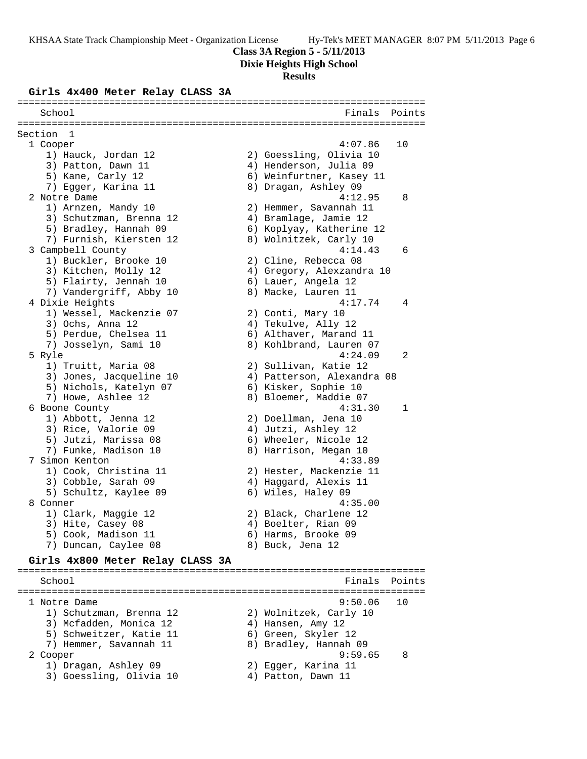# Class 3A Region 5 - 5/11/2013
## Dixie Heights High School
### Results

**Girls 4x400 Meter Relay CLASS 3A**

```
=======================================================================
   School                                                 Finals  Points
=======================================================================
Section  1
  1 Cooper                                                4:07.86   10
     1) Hauck, Jordan 12                2) Goessling, Olivia 10
     3) Patton, Dawn 11                 4) Henderson, Julia 09
     5) Kane, Carly 12                  6) Weinfurtner, Kasey 11
     7) Egger, Karina 11                8) Dragan, Ashley 09
  2 Notre Dame                                            4:12.95    8
     1) Arnzen, Mandy 10                2) Hemmer, Savannah 11
     3) Schutzman, Brenna 12            4) Bramlage, Jamie 12
     5) Bradley, Hannah 09              6) Koplyay, Katherine 12
     7) Furnish, Kiersten 12            8) Wolnitzek, Carly 10
  3 Campbell County                                       4:14.43    6
     1) Buckler, Brooke 10              2) Cline, Rebecca 08
     3) Kitchen, Molly 12               4) Gregory, Alexzandra 10
     5) Flairty, Jennah 10              6) Lauer, Angela 12
     7) Vandergriff, Abby 10            8) Macke, Lauren 11
  4 Dixie Heights                                         4:17.74    4
     1) Wessel, Mackenzie 07            2) Conti, Mary 10
     3) Ochs, Anna 12                   4) Tekulve, Ally 12
     5) Perdue, Chelsea 11              6) Althaver, Marand 11
     7) Josselyn, Sami 10               8) Kohlbrand, Lauren 07
  5 Ryle                                                  4:24.09    2
     1) Truitt, Maria 08                2) Sullivan, Katie 12
     3) Jones, Jacqueline 10            4) Patterson, Alexandra 08
     5) Nichols, Katelyn 07             6) Kisker, Sophie 10
     7) Howe, Ashlee 12                 8) Bloemer, Maddie 07
  6 Boone County                                          4:31.30    1
     1) Abbott, Jenna 12                2) Doellman, Jena 10
     3) Rice, Valorie 09                4) Jutzi, Ashley 12
     5) Jutzi, Marissa 08               6) Wheeler, Nicole 12
     7) Funke, Madison 10               8) Harrison, Megan 10
  7 Simon Kenton                                          4:33.89
     1) Cook, Christina 11              2) Hester, Mackenzie 11
     3) Cobble, Sarah 09                4) Haggard, Alexis 11
     5) Schultz, Kaylee 09              6) Wiles, Haley 09
  8 Conner                                                4:35.00
     1) Clark, Maggie 12                2) Black, Charlene 12
     3) Hite, Casey 08                  4) Boelter, Rian 09
     5) Cook, Madison 11                6) Harms, Brooke 09
     7) Duncan, Caylee 08               8) Buck, Jena 12
```

**Girls 4x800 Meter Relay CLASS 3A**

```
=======================================================================
   School                                                 Finals  Points
=======================================================================
  1 Notre Dame                                            9:50.06   10
     1) Schutzman, Brenna 12            2) Wolnitzek, Carly 10
     3) Mcfadden, Monica 12             4) Hansen, Amy 12
     5) Schweitzer, Katie 11            6) Green, Skyler 12
     7) Hemmer, Savannah 11             8) Bradley, Hannah 09
  2 Cooper                                                9:59.65    8
     1) Dragan, Ashley 09               2) Egger, Karina 11
     3) Goessling, Olivia 10            4) Patton, Dawn 11
```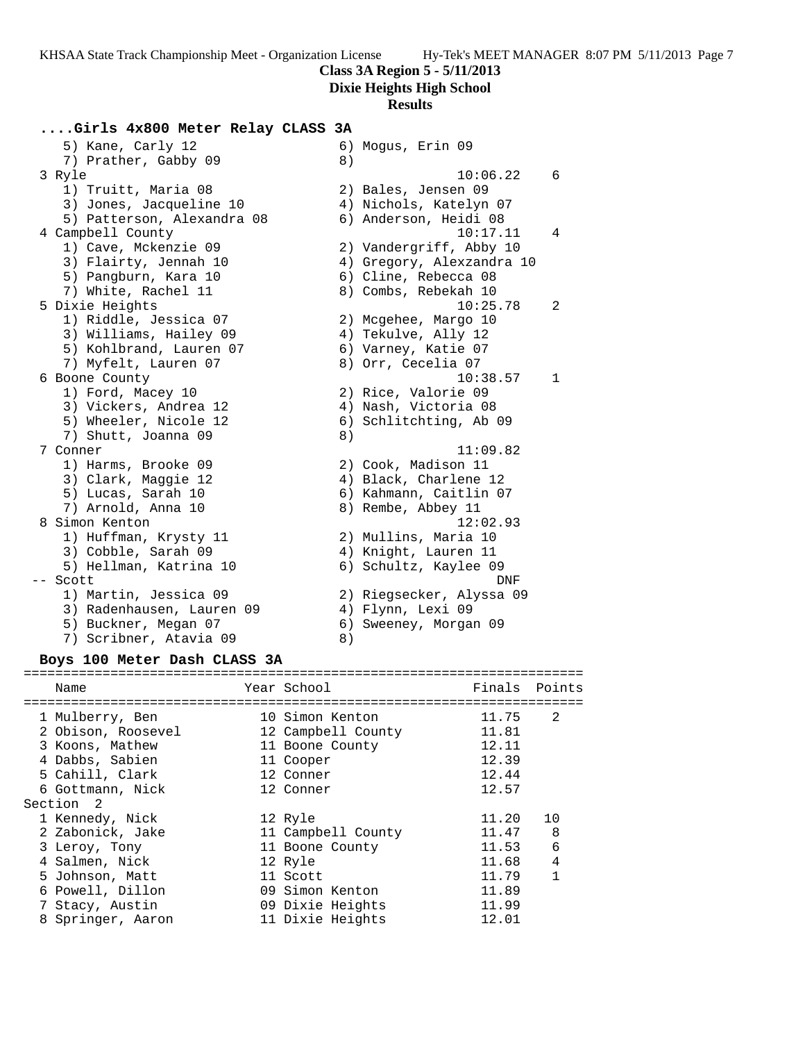**Class 3A Region 5 - 5/11/2013**
**Dixie Heights High School**
**Results**

### ....Girls 4x800 Meter Relay CLASS 3A

```
    5) Kane, Carly 12                 6) Mogus, Erin 09
    7) Prather, Gabby 09              8)
  3 Ryle                                          10:06.22    6
    1) Truitt, Maria 08               2) Bales, Jensen 09
    3) Jones, Jacqueline 10           4) Nichols, Katelyn 07
    5) Patterson, Alexandra 08        6) Anderson, Heidi 08
  4 Campbell County                               10:17.11    4
    1) Cave, Mckenzie 09              2) Vandergriff, Abby 10
    3) Flairty, Jennah 10             4) Gregory, Alexzandra 10
    5) Pangburn, Kara 10              6) Cline, Rebecca 08
    7) White, Rachel 11               8) Combs, Rebekah 10
  5 Dixie Heights                                 10:25.78    2
    1) Riddle, Jessica 07             2) Mcgehee, Margo 10
    3) Williams, Hailey 09            4) Tekulve, Ally 12
    5) Kohlbrand, Lauren 07           6) Varney, Katie 07
    7) Myfelt, Lauren 07              8) Orr, Cecelia 07
  6 Boone County                                  10:38.57    1
    1) Ford, Macey 10                 2) Rice, Valorie 09
    3) Vickers, Andrea 12             4) Nash, Victoria 08
    5) Wheeler, Nicole 12             6) Schlitchting, Ab 09
    7) Shutt, Joanna 09               8)
  7 Conner                                        11:09.82
    1) Harms, Brooke 09               2) Cook, Madison 11
    3) Clark, Maggie 12               4) Black, Charlene 12
    5) Lucas, Sarah 10                6) Kahmann, Caitlin 07
    7) Arnold, Anna 10                8) Rembe, Abbey 11
  8 Simon Kenton                                  12:02.93
    1) Huffman, Krysty 11             2) Mullins, Maria 10
    3) Cobble, Sarah 09               4) Knight, Lauren 11
    5) Hellman, Katrina 10            6) Schultz, Kaylee 09
 -- Scott                                              DNF
    1) Martin, Jessica 09             2) Riegsecker, Alyssa 09
    3) Radenhausen, Lauren 09         4) Flynn, Lexi 09
    5) Buckner, Megan 07              6) Sweeney, Morgan 09
    7) Scribner, Atavia 09            8)
```

### Boys 100 Meter Dash CLASS 3A

| | Name | Year | School | Finals | Points |
|---|---|---|---|---|---|
| 1 | Mulberry, Ben | 10 | Simon Kenton | 11.75 | 2 |
| 2 | Obison, Roosevel | 12 | Campbell County | 11.81 | |
| 3 | Koons, Mathew | 11 | Boone County | 12.11 | |
| 4 | Dabbs, Sabien | 11 | Cooper | 12.39 | |
| 5 | Cahill, Clark | 12 | Conner | 12.44 | |
| 6 | Gottmann, Nick | 12 | Conner | 12.57 | |
| **Section 2** | | | | | |
| 1 | Kennedy, Nick | 12 | Ryle | 11.20 | 10 |
| 2 | Zabonick, Jake | 11 | Campbell County | 11.47 | 8 |
| 3 | Leroy, Tony | 11 | Boone County | 11.53 | 6 |
| 4 | Salmen, Nick | 12 | Ryle | 11.68 | 4 |
| 5 | Johnson, Matt | 11 | Scott | 11.79 | 1 |
| 6 | Powell, Dillon | 09 | Simon Kenton | 11.89 | |
| 7 | Stacy, Austin | 09 | Dixie Heights | 11.99 | |
| 8 | Springer, Aaron | 11 | Dixie Heights | 12.01 | |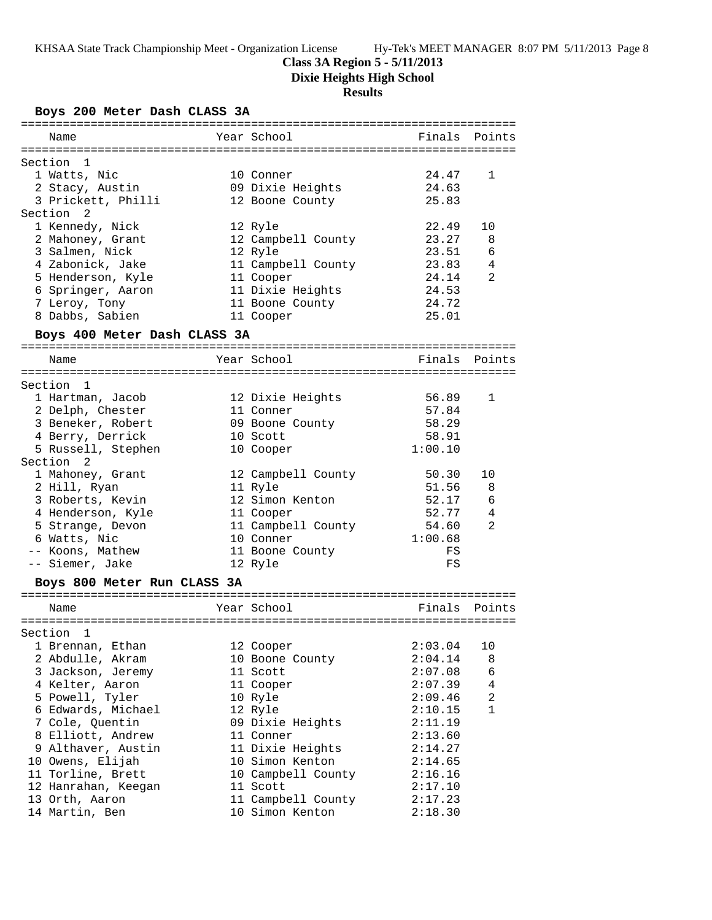**Class 3A Region 5 - 5/11/2013**
**Dixie Heights High School**
**Results**

### Boys 200 Meter Dash CLASS 3A

| | Name | Year | School | Finals | Points |
|---|---|---|---|---|---|
| **Section 1** | | | | | |
| 1 | Watts, Nic | 10 | Conner | 24.47 | 1 |
| 2 | Stacy, Austin | 09 | Dixie Heights | 24.63 | |
| 3 | Prickett, Philli | 12 | Boone County | 25.83 | |
| **Section 2** | | | | | |
| 1 | Kennedy, Nick | 12 | Ryle | 22.49 | 10 |
| 2 | Mahoney, Grant | 12 | Campbell County | 23.27 | 8 |
| 3 | Salmen, Nick | 12 | Ryle | 23.51 | 6 |
| 4 | Zabonick, Jake | 11 | Campbell County | 23.83 | 4 |
| 5 | Henderson, Kyle | 11 | Cooper | 24.14 | 2 |
| 6 | Springer, Aaron | 11 | Dixie Heights | 24.53 | |
| 7 | Leroy, Tony | 11 | Boone County | 24.72 | |
| 8 | Dabbs, Sabien | 11 | Cooper | 25.01 | |

### Boys 400 Meter Dash CLASS 3A

| | Name | Year | School | Finals | Points |
|---|---|---|---|---|---|
| **Section 1** | | | | | |
| 1 | Hartman, Jacob | 12 | Dixie Heights | 56.89 | 1 |
| 2 | Delph, Chester | 11 | Conner | 57.84 | |
| 3 | Beneker, Robert | 09 | Boone County | 58.29 | |
| 4 | Berry, Derrick | 10 | Scott | 58.91 | |
| 5 | Russell, Stephen | 10 | Cooper | 1:00.10 | |
| **Section 2** | | | | | |
| 1 | Mahoney, Grant | 12 | Campbell County | 50.30 | 10 |
| 2 | Hill, Ryan | 11 | Ryle | 51.56 | 8 |
| 3 | Roberts, Kevin | 12 | Simon Kenton | 52.17 | 6 |
| 4 | Henderson, Kyle | 11 | Cooper | 52.77 | 4 |
| 5 | Strange, Devon | 11 | Campbell County | 54.60 | 2 |
| 6 | Watts, Nic | 10 | Conner | 1:00.68 | |
| -- | Koons, Mathew | 11 | Boone County | FS | |
| -- | Siemer, Jake | 12 | Ryle | FS | |

### Boys 800 Meter Run CLASS 3A

| | Name | Year | School | Finals | Points |
|---|---|---|---|---|---|
| **Section 1** | | | | | |
| 1 | Brennan, Ethan | 12 | Cooper | 2:03.04 | 10 |
| 2 | Abdulle, Akram | 10 | Boone County | 2:04.14 | 8 |
| 3 | Jackson, Jeremy | 11 | Scott | 2:07.08 | 6 |
| 4 | Kelter, Aaron | 11 | Cooper | 2:07.39 | 4 |
| 5 | Powell, Tyler | 10 | Ryle | 2:09.46 | 2 |
| 6 | Edwards, Michael | 12 | Ryle | 2:10.15 | 1 |
| 7 | Cole, Quentin | 09 | Dixie Heights | 2:11.19 | |
| 8 | Elliott, Andrew | 11 | Conner | 2:13.60 | |
| 9 | Althaver, Austin | 11 | Dixie Heights | 2:14.27 | |
| 10 | Owens, Elijah | 10 | Simon Kenton | 2:14.65 | |
| 11 | Torline, Brett | 10 | Campbell County | 2:16.16 | |
| 12 | Hanrahan, Keegan | 11 | Scott | 2:17.10 | |
| 13 | Orth, Aaron | 11 | Campbell County | 2:17.23 | |
| 14 | Martin, Ben | 10 | Simon Kenton | 2:18.30 | |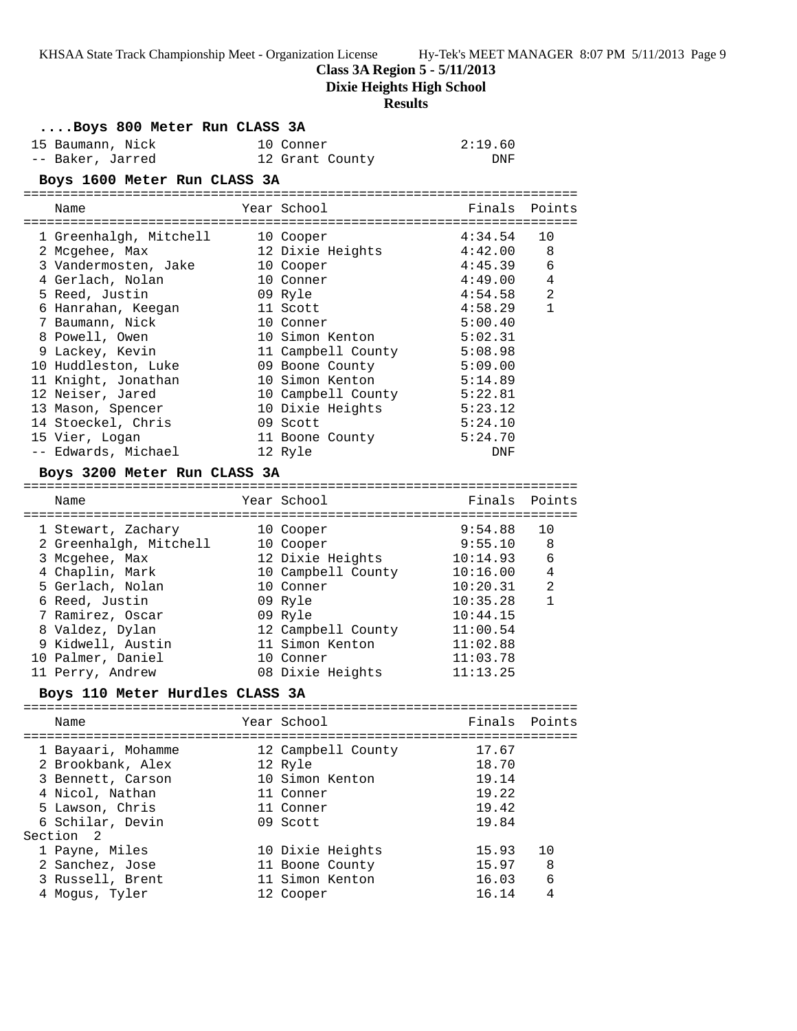## Class 3A Region 5 - 5/11/2013

## Dixie Heights High School

## Results

### ....Boys 800 Meter Run CLASS 3A

| | Name | Year | School | Finals |
|---|---|---|---|---|
| 15 | Baumann, Nick | 10 | Conner | 2:19.60 |
| -- | Baker, Jarred | 12 | Grant County | DNF |

### Boys 1600 Meter Run CLASS 3A

| | Name | Year | School | Finals | Points |
|---|---|---|---|---|---|
| 1 | Greenhalgh, Mitchell | 10 | Cooper | 4:34.54 | 10 |
| 2 | Mcgehee, Max | 12 | Dixie Heights | 4:42.00 | 8 |
| 3 | Vandermosten, Jake | 10 | Cooper | 4:45.39 | 6 |
| 4 | Gerlach, Nolan | 10 | Conner | 4:49.00 | 4 |
| 5 | Reed, Justin | 09 | Ryle | 4:54.58 | 2 |
| 6 | Hanrahan, Keegan | 11 | Scott | 4:58.29 | 1 |
| 7 | Baumann, Nick | 10 | Conner | 5:00.40 | |
| 8 | Powell, Owen | 10 | Simon Kenton | 5:02.31 | |
| 9 | Lackey, Kevin | 11 | Campbell County | 5:08.98 | |
| 10 | Huddleston, Luke | 09 | Boone County | 5:09.00 | |
| 11 | Knight, Jonathan | 10 | Simon Kenton | 5:14.89 | |
| 12 | Neiser, Jared | 10 | Campbell County | 5:22.81 | |
| 13 | Mason, Spencer | 10 | Dixie Heights | 5:23.12 | |
| 14 | Stoeckel, Chris | 09 | Scott | 5:24.10 | |
| 15 | Vier, Logan | 11 | Boone County | 5:24.70 | |
| -- | Edwards, Michael | 12 | Ryle | DNF | |

### Boys 3200 Meter Run CLASS 3A

| | Name | Year | School | Finals | Points |
|---|---|---|---|---|---|
| 1 | Stewart, Zachary | 10 | Cooper | 9:54.88 | 10 |
| 2 | Greenhalgh, Mitchell | 10 | Cooper | 9:55.10 | 8 |
| 3 | Mcgehee, Max | 12 | Dixie Heights | 10:14.93 | 6 |
| 4 | Chaplin, Mark | 10 | Campbell County | 10:16.00 | 4 |
| 5 | Gerlach, Nolan | 10 | Conner | 10:20.31 | 2 |
| 6 | Reed, Justin | 09 | Ryle | 10:35.28 | 1 |
| 7 | Ramirez, Oscar | 09 | Ryle | 10:44.15 | |
| 8 | Valdez, Dylan | 12 | Campbell County | 11:00.54 | |
| 9 | Kidwell, Austin | 11 | Simon Kenton | 11:02.88 | |
| 10 | Palmer, Daniel | 10 | Conner | 11:03.78 | |
| 11 | Perry, Andrew | 08 | Dixie Heights | 11:13.25 | |

### Boys 110 Meter Hurdles CLASS 3A

| | Name | Year | School | Finals | Points |
|---|---|---|---|---|---|
| 1 | Bayaari, Mohamme | 12 | Campbell County | 17.67 | |
| 2 | Brookbank, Alex | 12 | Ryle | 18.70 | |
| 3 | Bennett, Carson | 10 | Simon Kenton | 19.14 | |
| 4 | Nicol, Nathan | 11 | Conner | 19.22 | |
| 5 | Lawson, Chris | 11 | Conner | 19.42 | |
| 6 | Schilar, Devin | 09 | Scott | 19.84 | |
| **Section 2** | | | | | |
| 1 | Payne, Miles | 10 | Dixie Heights | 15.93 | 10 |
| 2 | Sanchez, Jose | 11 | Boone County | 15.97 | 8 |
| 3 | Russell, Brent | 11 | Simon Kenton | 16.03 | 6 |
| 4 | Mogus, Tyler | 12 | Cooper | 16.14 | 4 |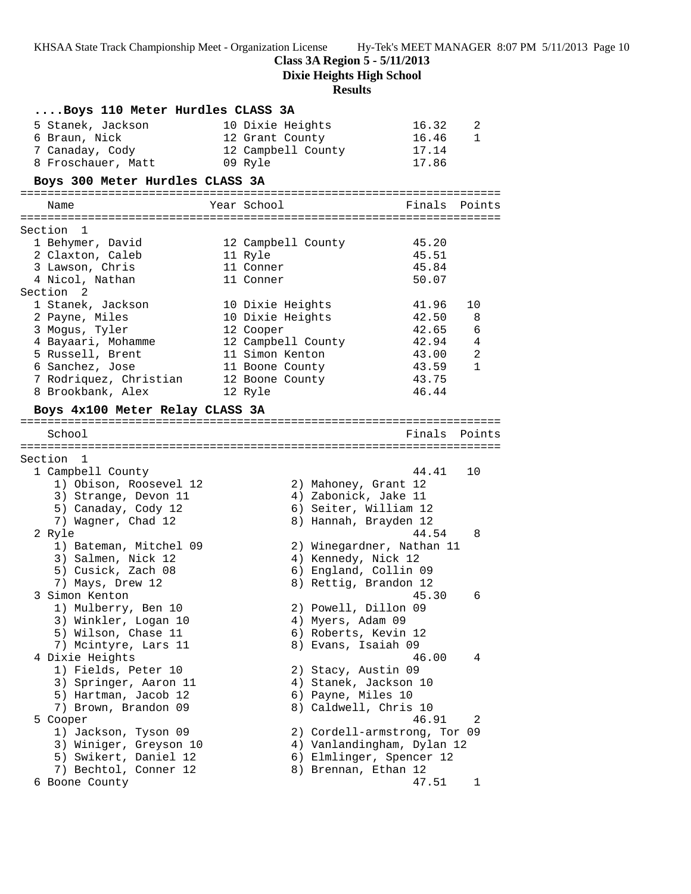## ....Boys 110 Meter Hurdles CLASS 3A

| Place | Name | Year | School | Finals | Points |
|---|---|---|---|---|---|
| 5 | Stanek, Jackson | 10 | Dixie Heights | 16.32 | 2 |
| 6 | Braun, Nick | 12 | Grant County | 16.46 | 1 |
| 7 | Canaday, Cody | 12 | Campbell County | 17.14 | |
| 8 | Froschauer, Matt | 09 | Ryle | 17.86 | |

## Boys 300 Meter Hurdles CLASS 3A

| Place | Name | Year | School | Finals | Points |
|---|---|---|---|---|---|
| **Section 1** | | | | | |
| 1 | Behymer, David | 12 | Campbell County | 45.20 | |
| 2 | Claxton, Caleb | 11 | Ryle | 45.51 | |
| 3 | Lawson, Chris | 11 | Conner | 45.84 | |
| 4 | Nicol, Nathan | 11 | Conner | 50.07 | |
| **Section 2** | | | | | |
| 1 | Stanek, Jackson | 10 | Dixie Heights | 41.96 | 10 |
| 2 | Payne, Miles | 10 | Dixie Heights | 42.50 | 8 |
| 3 | Mogus, Tyler | 12 | Cooper | 42.65 | 6 |
| 4 | Bayaari, Mohamme | 12 | Campbell County | 42.94 | 4 |
| 5 | Russell, Brent | 11 | Simon Kenton | 43.00 | 2 |
| 6 | Sanchez, Jose | 11 | Boone County | 43.59 | 1 |
| 7 | Rodriquez, Christian | 12 | Boone County | 43.75 | |
| 8 | Brookbank, Alex | 12 | Ryle | 46.44 | |

## Boys 4x100 Meter Relay CLASS 3A

| Place | School | Finals | Points |
|---|---|---|---|
| **Section 1** | | | |
| 1 | Campbell County | 44.41 | 10 |
| | 1) Obison, Roosevel 12; 2) Mahoney, Grant 12; 3) Strange, Devon 11; 4) Zabonick, Jake 11; 5) Canaday, Cody 12; 6) Seiter, William 12; 7) Wagner, Chad 12; 8) Hannah, Brayden 12 | | |
| 2 | Ryle | 44.54 | 8 |
| | 1) Bateman, Mitchel 09; 2) Winegardner, Nathan 11; 3) Salmen, Nick 12; 4) Kennedy, Nick 12; 5) Cusick, Zach 08; 6) England, Collin 09; 7) Mays, Drew 12; 8) Rettig, Brandon 12 | | |
| 3 | Simon Kenton | 45.30 | 6 |
| | 1) Mulberry, Ben 10; 2) Powell, Dillon 09; 3) Winkler, Logan 10; 4) Myers, Adam 09; 5) Wilson, Chase 11; 6) Roberts, Kevin 12; 7) Mcintyre, Lars 11; 8) Evans, Isaiah 09 | | |
| 4 | Dixie Heights | 46.00 | 4 |
| | 1) Fields, Peter 10; 2) Stacy, Austin 09; 3) Springer, Aaron 11; 4) Stanek, Jackson 10; 5) Hartman, Jacob 12; 6) Payne, Miles 10; 7) Brown, Brandon 09; 8) Caldwell, Chris 10 | | |
| 5 | Cooper | 46.91 | 2 |
| | 1) Jackson, Tyson 09; 2) Cordell-armstrong, Tor 09; 3) Winiger, Greyson 10; 4) Vanlandingham, Dylan 12; 5) Swikert, Daniel 12; 6) Elmlinger, Spencer 12; 7) Bechtol, Conner 12; 8) Brennan, Ethan 12 | | |
| 6 | Boone County | 47.51 | 1 |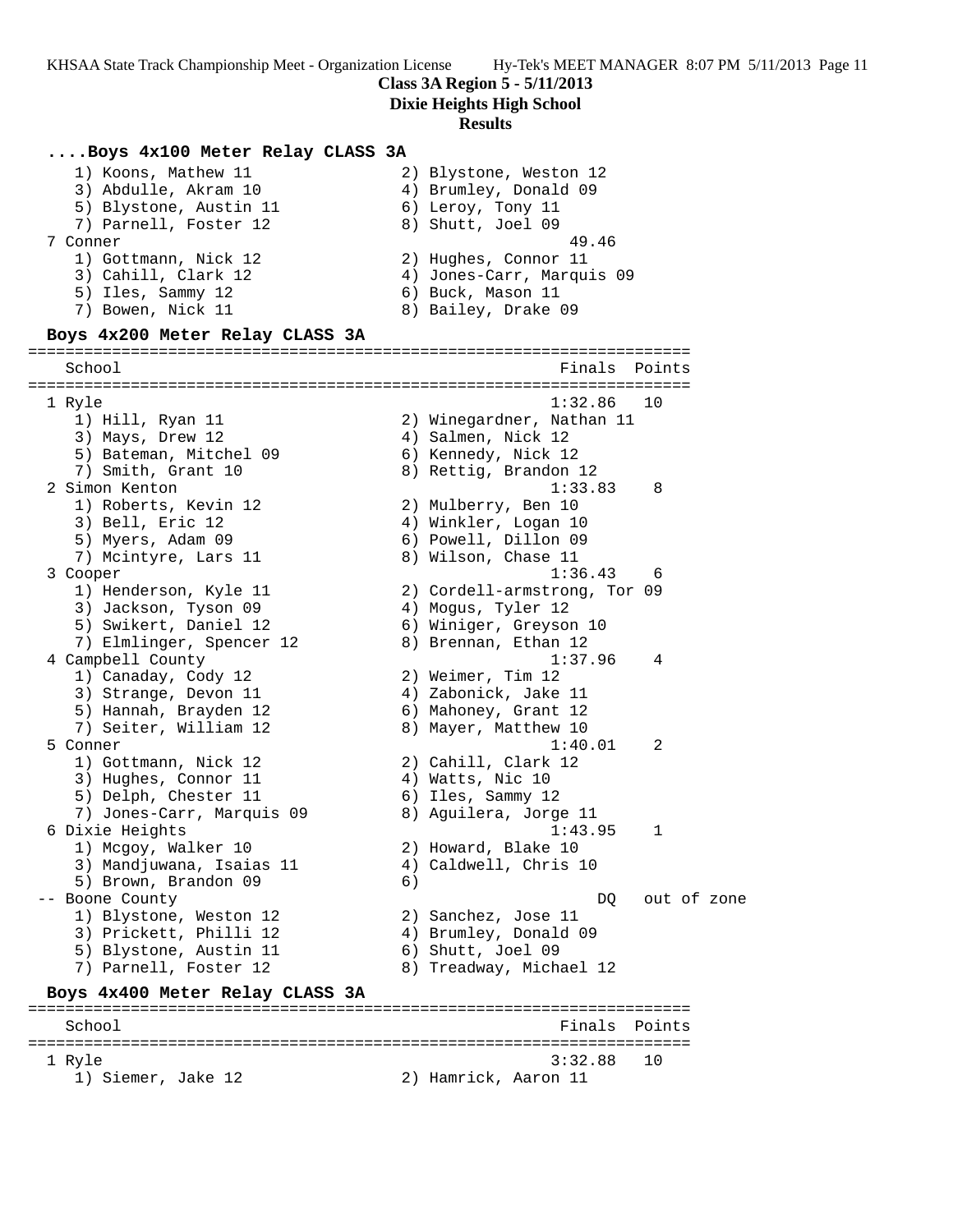Class 3A Region 5 - 5/11/2013

Dixie Heights High School

Results

### ....Boys 4x100 Meter Relay CLASS 3A

```
    1) Koons, Mathew 11               2) Blystone, Weston 12
    3) Abdulle, Akram 10              4) Brumley, Donald 09
    5) Blystone, Austin 11            6) Leroy, Tony 11
    7) Parnell, Foster 12             8) Shutt, Joel 09
 7 Conner                                             49.46
    1) Gottmann, Nick 12              2) Hughes, Connor 11
    3) Cahill, Clark 12               4) Jones-Carr, Marquis 09
    5) Iles, Sammy 12                 6) Buck, Mason 11
    7) Bowen, Nick 11                 8) Bailey, Drake 09
```

### Boys 4x200 Meter Relay CLASS 3A

```
===================================================================
   School                                            Finals  Points
===================================================================
 1 Ryle                                             1:32.86   10
    1) Hill, Ryan 11                  2) Winegardner, Nathan 11
    3) Mays, Drew 12                  4) Salmen, Nick 12
    5) Bateman, Mitchel 09            6) Kennedy, Nick 12
    7) Smith, Grant 10                8) Rettig, Brandon 12
 2 Simon Kenton                                     1:33.83    8
    1) Roberts, Kevin 12              2) Mulberry, Ben 10
    3) Bell, Eric 12                  4) Winkler, Logan 10
    5) Myers, Adam 09                 6) Powell, Dillon 09
    7) Mcintyre, Lars 11              8) Wilson, Chase 11
 3 Cooper                                           1:36.43    6
    1) Henderson, Kyle 11             2) Cordell-armstrong, Tor 09
    3) Jackson, Tyson 09              4) Mogus, Tyler 12
    5) Swikert, Daniel 12             6) Winiger, Greyson 10
    7) Elmlinger, Spencer 12          8) Brennan, Ethan 12
 4 Campbell County                                  1:37.96    4
    1) Canaday, Cody 12               2) Weimer, Tim 12
    3) Strange, Devon 11              4) Zabonick, Jake 11
    5) Hannah, Brayden 12             6) Mahoney, Grant 12
    7) Seiter, William 12             8) Mayer, Matthew 10
 5 Conner                                           1:40.01    2
    1) Gottmann, Nick 12              2) Cahill, Clark 12
    3) Hughes, Connor 11              4) Watts, Nic 10
    5) Delph, Chester 11              6) Iles, Sammy 12
    7) Jones-Carr, Marquis 09         8) Aguilera, Jorge 11
 6 Dixie Heights                                    1:43.95    1
    1) Mcgoy, Walker 10               2) Howard, Blake 10
    3) Mandjuwana, Isaias 11          4) Caldwell, Chris 10
    5) Brown, Brandon 09              6)
 -- Boone County                                         DQ   out of zone
    1) Blystone, Weston 12            2) Sanchez, Jose 11
    3) Prickett, Philli 12            4) Brumley, Donald 09
    5) Blystone, Austin 11            6) Shutt, Joel 09
    7) Parnell, Foster 12             8) Treadway, Michael 12
```

### Boys 4x400 Meter Relay CLASS 3A

```
===================================================================
   School                                            Finals  Points
===================================================================
 1 Ryle                                             3:32.88   10
    1) Siemer, Jake 12                2) Hamrick, Aaron 11
```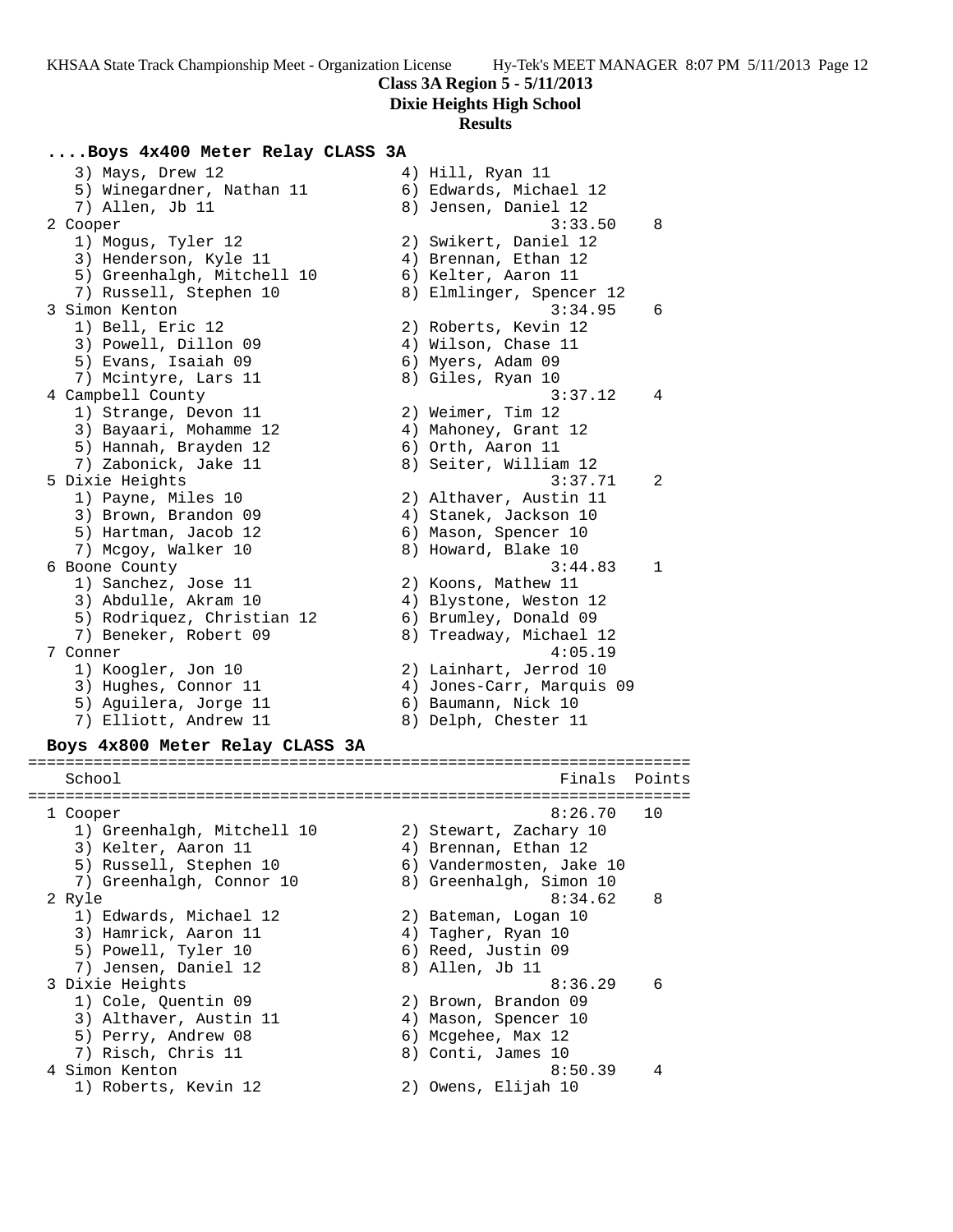## ....Boys 4x400 Meter Relay CLASS 3A

```
   3) Mays, Drew 12                  4) Hill, Ryan 11
   5) Winegardner, Nathan 11         6) Edwards, Michael 12
   7) Allen, Jb 11                   8) Jensen, Daniel 12
 2 Cooper                                         3:33.50    8
   1) Mogus, Tyler 12                2) Swikert, Daniel 12
   3) Henderson, Kyle 11             4) Brennan, Ethan 12
   5) Greenhalgh, Mitchell 10        6) Kelter, Aaron 11
   7) Russell, Stephen 10            8) Elmlinger, Spencer 12
 3 Simon Kenton                                   3:34.95    6
   1) Bell, Eric 12                  2) Roberts, Kevin 12
   3) Powell, Dillon 09              4) Wilson, Chase 11
   5) Evans, Isaiah 09               6) Myers, Adam 09
   7) Mcintyre, Lars 11              8) Giles, Ryan 10
 4 Campbell County                                3:37.12    4
   1) Strange, Devon 11              2) Weimer, Tim 12
   3) Bayaari, Mohamme 12            4) Mahoney, Grant 12
   5) Hannah, Brayden 12             6) Orth, Aaron 11
   7) Zabonick, Jake 11              8) Seiter, William 12
 5 Dixie Heights                                  3:37.71    2
   1) Payne, Miles 10                2) Althaver, Austin 11
   3) Brown, Brandon 09              4) Stanek, Jackson 10
   5) Hartman, Jacob 12              6) Mason, Spencer 10
   7) Mcgoy, Walker 10               8) Howard, Blake 10
 6 Boone County                                   3:44.83    1
   1) Sanchez, Jose 11               2) Koons, Mathew 11
   3) Abdulle, Akram 10              4) Blystone, Weston 12
   5) Rodriquez, Christian 12        6) Brumley, Donald 09
   7) Beneker, Robert 09             8) Treadway, Michael 12
 7 Conner                                         4:05.19
   1) Koogler, Jon 10                2) Lainhart, Jerrod 10
   3) Hughes, Connor 11              4) Jones-Carr, Marquis 09
   5) Aguilera, Jorge 11             6) Baumann, Nick 10
   7) Elliott, Andrew 11             8) Delph, Chester 11
```

## Boys 4x800 Meter Relay CLASS 3A

```
===================================================================
    School                                        Finals  Points
===================================================================
 1 Cooper                                         8:26.70   10
   1) Greenhalgh, Mitchell 10        2) Stewart, Zachary 10
   3) Kelter, Aaron 11               4) Brennan, Ethan 12
   5) Russell, Stephen 10            6) Vandermosten, Jake 10
   7) Greenhalgh, Connor 10          8) Greenhalgh, Simon 10
 2 Ryle                                           8:34.62    8
   1) Edwards, Michael 12            2) Bateman, Logan 10
   3) Hamrick, Aaron 11              4) Tagher, Ryan 10
   5) Powell, Tyler 10               6) Reed, Justin 09
   7) Jensen, Daniel 12              8) Allen, Jb 11
 3 Dixie Heights                                  8:36.29    6
   1) Cole, Quentin 09               2) Brown, Brandon 09
   3) Althaver, Austin 11            4) Mason, Spencer 10
   5) Perry, Andrew 08               6) Mcgehee, Max 12
   7) Risch, Chris 11                8) Conti, James 10
 4 Simon Kenton                                   8:50.39    4
   1) Roberts, Kevin 12              2) Owens, Elijah 10
```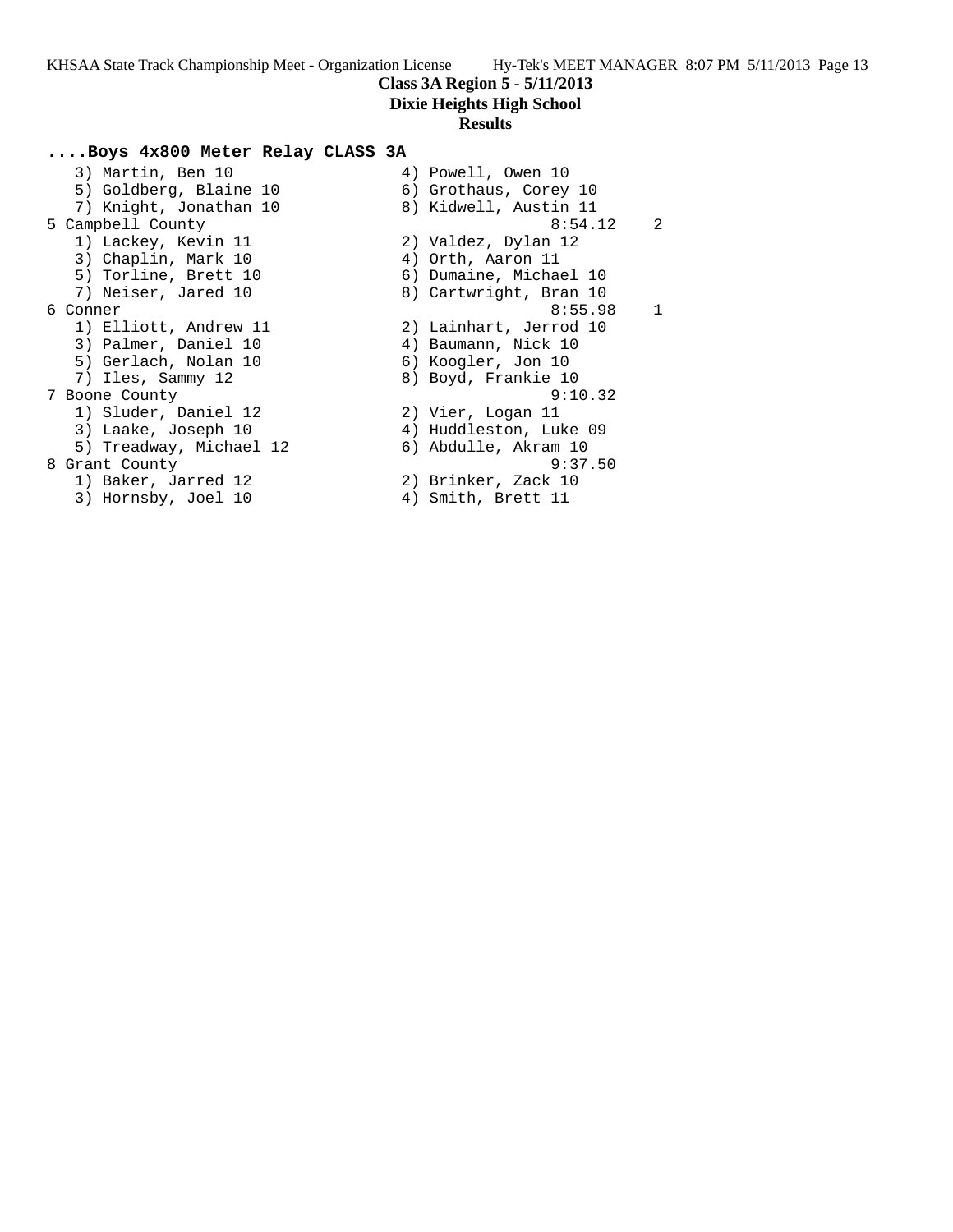**Class 3A Region 5 - 5/11/2013**

**Dixie Heights High School**

**Results**

#### ....Boys 4x800 Meter Relay CLASS 3A

```
   3) Martin, Ben 10                  4) Powell, Owen 10
   5) Goldberg, Blaine 10             6) Grothaus, Corey 10
   7) Knight, Jonathan 10             8) Kidwell, Austin 11
5 Campbell County                               8:54.12    2
   1) Lackey, Kevin 11                2) Valdez, Dylan 12
   3) Chaplin, Mark 10                4) Orth, Aaron 11
   5) Torline, Brett 10               6) Dumaine, Michael 10
   7) Neiser, Jared 10                8) Cartwright, Bran 10
6 Conner                                        8:55.98    1
   1) Elliott, Andrew 11              2) Lainhart, Jerrod 10
   3) Palmer, Daniel 10               4) Baumann, Nick 10
   5) Gerlach, Nolan 10               6) Koogler, Jon 10
   7) Iles, Sammy 12                  8) Boyd, Frankie 10
7 Boone County                                  9:10.32
   1) Sluder, Daniel 12               2) Vier, Logan 11
   3) Laake, Joseph 10                4) Huddleston, Luke 09
   5) Treadway, Michael 12            6) Abdulle, Akram 10
8 Grant County                                  9:37.50
   1) Baker, Jarred 12                2) Brinker, Zack 10
   3) Hornsby, Joel 10                4) Smith, Brett 11
```